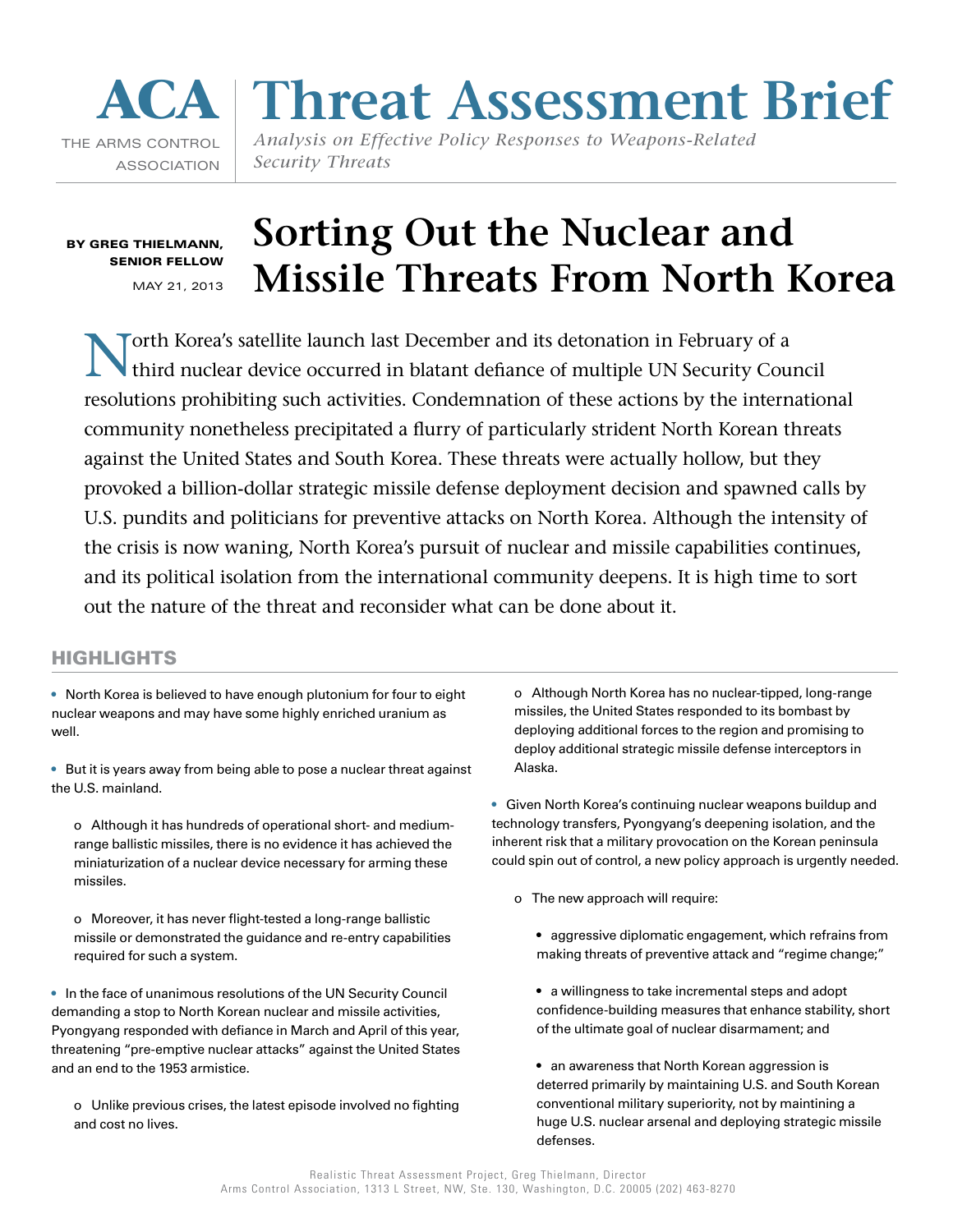# ACA | Threat Assessment Brief

THE ARMS CONTROL ASSOCIATION

*Analysis on Effective Policy Responses to Weapons-Related Security Threats*

**BY GREG THIELMANN, SENIOR FELLOW**

MAY 21, 2013

# Sorting Out the Nuclear and Missile Threats From North Korea

North Korea's satellite launch last December and its detonation in February of a third nuclear device occurred in blatant defiance of multiple UN Security Council resolutions prohibiting such activities. Condemnation of these actions by the international community nonetheless precipitated a flurry of particularly strident North Korean threats against the United States and South Korea. These threats were actually hollow, but they provoked a billion-dollar strategic missile defense deployment decision and spawned calls by U.S. pundits and politicians for preventive attacks on North Korea. Although the intensity of the crisis is now waning, North Korea's pursuit of nuclear and missile capabilities continues, and its political isolation from the international community deepens. It is high time to sort out the nature of the threat and reconsider what can be done about it.

## HIGHLIGHTS

- North Korea is believed to have enough plutonium for four to eight nuclear weapons and may have some highly enriched uranium as well.

- But it is years away from being able to pose a nuclear threat against the U.S. mainland.

  - Although it has hundreds of operational short- and medium-range ballistic missiles, there is no evidence it has achieved the miniaturization of a nuclear device necessary for arming these missiles.

  - Moreover, it has never flight-tested a long-range ballistic missile or demonstrated the guidance and re-entry capabilities required for such a system.

- In the face of unanimous resolutions of the UN Security Council demanding a stop to North Korean nuclear and missile activities, Pyongyang responded with defiance in March and April of this year, threatening "pre-emptive nuclear attacks" against the United States and an end to the 1953 armistice.

  - Unlike previous crises, the latest episode involved no fighting and cost no lives.

  - Although North Korea has no nuclear-tipped, long-range missiles, the United States responded to its bombast by deploying additional forces to the region and promising to deploy additional strategic missile defense interceptors in Alaska.

- Given North Korea's continuing nuclear weapons buildup and technology transfers, Pyongyang's deepening isolation, and the inherent risk that a military provocation on the Korean peninsula could spin out of control, a new policy approach is urgently needed.

  - The new approach will require:

    - aggressive diplomatic engagement, which refrains from making threats of preventive attack and "regime change;"

    - a willingness to take incremental steps and adopt confidence-building measures that enhance stability, short of the ultimate goal of nuclear disarmament; and

    - an awareness that North Korean aggression is deterred primarily by maintaining U.S. and South Korean conventional military superiority, not by maintining a huge U.S. nuclear arsenal and deploying strategic missile defenses.

Realistic Threat Assessment Project, Greg Thielmann, Director
Arms Control Association, 1313 L Street, NW, Ste. 130, Washington, D.C. 20005 (202) 463-8270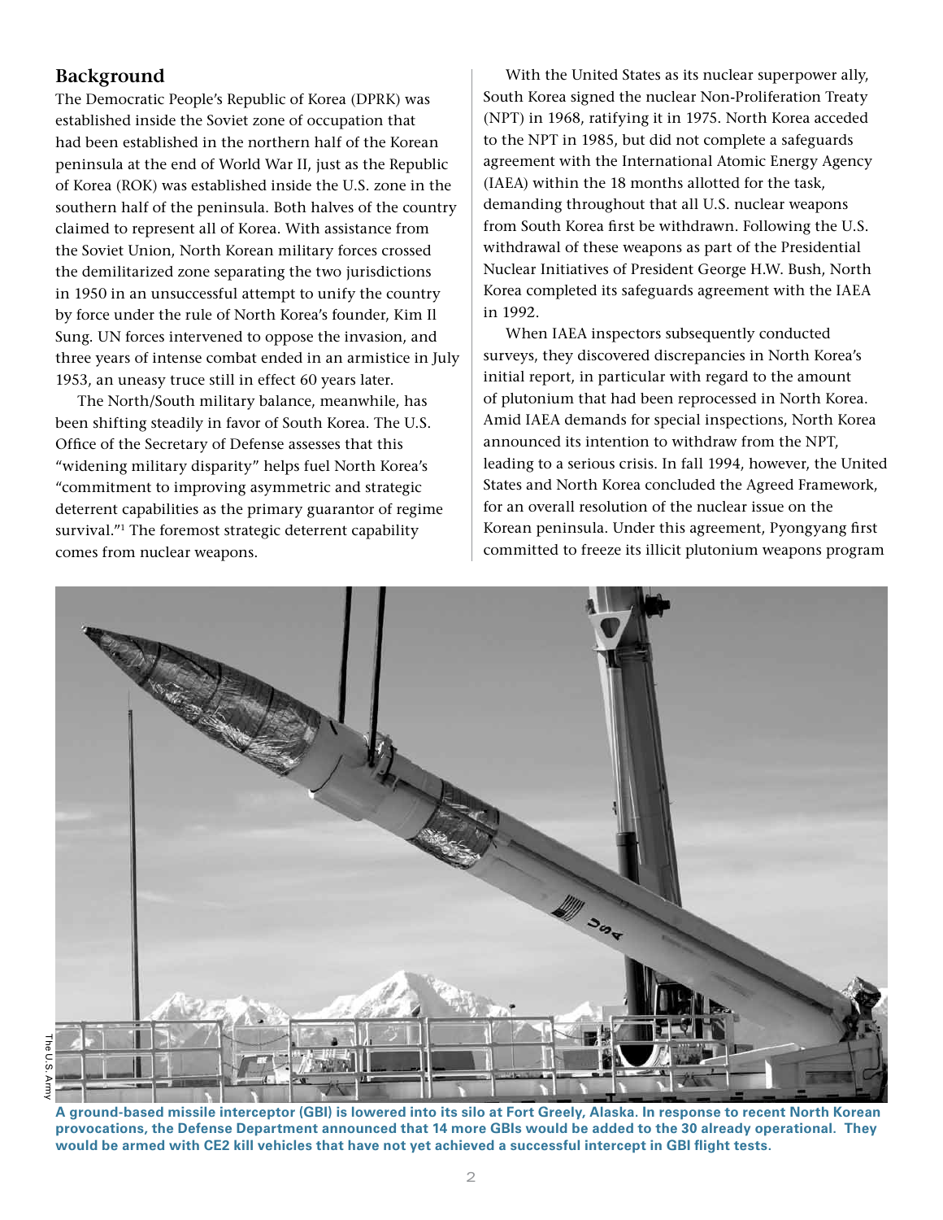## Background

The Democratic People's Republic of Korea (DPRK) was established inside the Soviet zone of occupation that had been established in the northern half of the Korean peninsula at the end of World War II, just as the Republic of Korea (ROK) was established inside the U.S. zone in the southern half of the peninsula. Both halves of the country claimed to represent all of Korea. With assistance from the Soviet Union, North Korean military forces crossed the demilitarized zone separating the two jurisdictions in 1950 in an unsuccessful attempt to unify the country by force under the rule of North Korea's founder, Kim Il Sung. UN forces intervened to oppose the invasion, and three years of intense combat ended in an armistice in July 1953, an uneasy truce still in effect 60 years later.

The North/South military balance, meanwhile, has been shifting steadily in favor of South Korea. The U.S. Office of the Secretary of Defense assesses that this "widening military disparity" helps fuel North Korea's "commitment to improving asymmetric and strategic deterrent capabilities as the primary guarantor of regime survival."[1] The foremost strategic deterrent capability comes from nuclear weapons.

With the United States as its nuclear superpower ally, South Korea signed the nuclear Non-Proliferation Treaty (NPT) in 1968, ratifying it in 1975. North Korea acceded to the NPT in 1985, but did not complete a safeguards agreement with the International Atomic Energy Agency (IAEA) within the 18 months allotted for the task, demanding throughout that all U.S. nuclear weapons from South Korea first be withdrawn. Following the U.S. withdrawal of these weapons as part of the Presidential Nuclear Initiatives of President George H.W. Bush, North Korea completed its safeguards agreement with the IAEA in 1992.

When IAEA inspectors subsequently conducted surveys, they discovered discrepancies in North Korea's initial report, in particular with regard to the amount of plutonium that had been reprocessed in North Korea. Amid IAEA demands for special inspections, North Korea announced its intention to withdraw from the NPT, leading to a serious crisis. In fall 1994, however, the United States and North Korea concluded the Agreed Framework, for an overall resolution of the nuclear issue on the Korean peninsula. Under this agreement, Pyongyang first committed to freeze its illicit plutonium weapons program

The U.S. Army

**A ground-based missile interceptor (GBI) is lowered into its silo at Fort Greely, Alaska. In response to recent North Korean provocations, the Defense Department announced that 14 more GBIs would be added to the 30 already operational. They would be armed with CE2 kill vehicles that have not yet achieved a successful intercept in GBI flight tests.**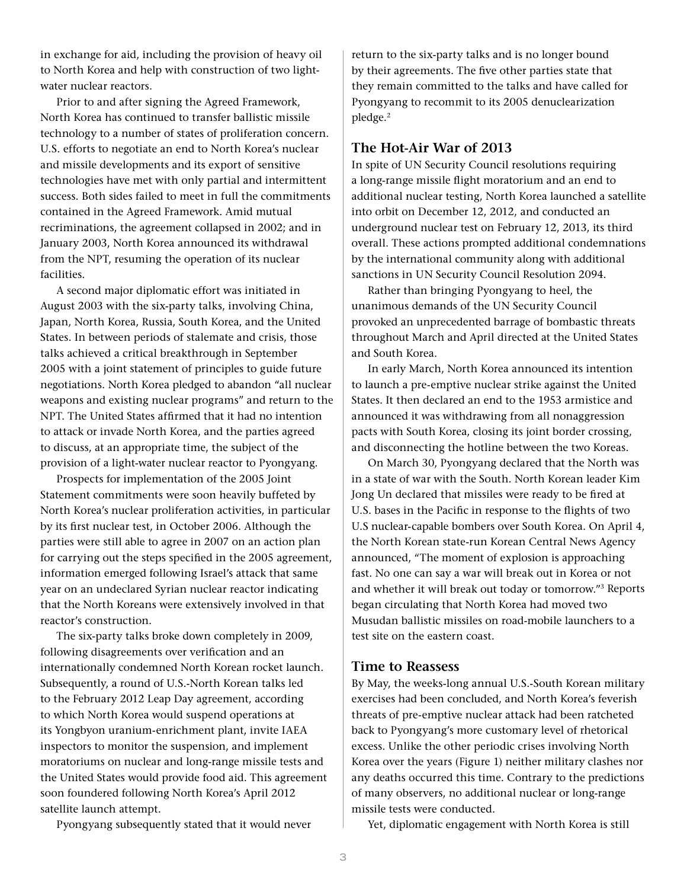in exchange for aid, including the provision of heavy oil to North Korea and help with construction of two light-water nuclear reactors.

Prior to and after signing the Agreed Framework, North Korea has continued to transfer ballistic missile technology to a number of states of proliferation concern. U.S. efforts to negotiate an end to North Korea's nuclear and missile developments and its export of sensitive technologies have met with only partial and intermittent success. Both sides failed to meet in full the commitments contained in the Agreed Framework. Amid mutual recriminations, the agreement collapsed in 2002; and in January 2003, North Korea announced its withdrawal from the NPT, resuming the operation of its nuclear facilities.

A second major diplomatic effort was initiated in August 2003 with the six-party talks, involving China, Japan, North Korea, Russia, South Korea, and the United States. In between periods of stalemate and crisis, those talks achieved a critical breakthrough in September 2005 with a joint statement of principles to guide future negotiations. North Korea pledged to abandon "all nuclear weapons and existing nuclear programs" and return to the NPT. The United States affirmed that it had no intention to attack or invade North Korea, and the parties agreed to discuss, at an appropriate time, the subject of the provision of a light-water nuclear reactor to Pyongyang.

Prospects for implementation of the 2005 Joint Statement commitments were soon heavily buffeted by North Korea's nuclear proliferation activities, in particular by its first nuclear test, in October 2006. Although the parties were still able to agree in 2007 on an action plan for carrying out the steps specified in the 2005 agreement, information emerged following Israel's attack that same year on an undeclared Syrian nuclear reactor indicating that the North Koreans were extensively involved in that reactor's construction.

The six-party talks broke down completely in 2009, following disagreements over verification and an internationally condemned North Korean rocket launch. Subsequently, a round of U.S.-North Korean talks led to the February 2012 Leap Day agreement, according to which North Korea would suspend operations at its Yongbyon uranium-enrichment plant, invite IAEA inspectors to monitor the suspension, and implement moratoriums on nuclear and long-range missile tests and the United States would provide food aid. This agreement soon foundered following North Korea's April 2012 satellite launch attempt.

Pyongyang subsequently stated that it would never return to the six-party talks and is no longer bound by their agreements. The five other parties state that they remain committed to the talks and have called for Pyongyang to recommit to its 2005 denuclearization pledge.[2]

## The Hot-Air War of 2013

In spite of UN Security Council resolutions requiring a long-range missile flight moratorium and an end to additional nuclear testing, North Korea launched a satellite into orbit on December 12, 2012, and conducted an underground nuclear test on February 12, 2013, its third overall. These actions prompted additional condemnations by the international community along with additional sanctions in UN Security Council Resolution 2094.

Rather than bringing Pyongyang to heel, the unanimous demands of the UN Security Council provoked an unprecedented barrage of bombastic threats throughout March and April directed at the United States and South Korea.

In early March, North Korea announced its intention to launch a pre-emptive nuclear strike against the United States. It then declared an end to the 1953 armistice and announced it was withdrawing from all nonaggression pacts with South Korea, closing its joint border crossing, and disconnecting the hotline between the two Koreas.

On March 30, Pyongyang declared that the North was in a state of war with the South. North Korean leader Kim Jong Un declared that missiles were ready to be fired at U.S. bases in the Pacific in response to the flights of two U.S nuclear-capable bombers over South Korea. On April 4, the North Korean state-run Korean Central News Agency announced, "The moment of explosion is approaching fast. No one can say a war will break out in Korea or not and whether it will break out today or tomorrow."[3] Reports began circulating that North Korea had moved two Musudan ballistic missiles on road-mobile launchers to a test site on the eastern coast.

## Time to Reassess

By May, the weeks-long annual U.S.-South Korean military exercises had been concluded, and North Korea's feverish threats of pre-emptive nuclear attack had been ratcheted back to Pyongyang's more customary level of rhetorical excess. Unlike the other periodic crises involving North Korea over the years (Figure 1) neither military clashes nor any deaths occurred this time. Contrary to the predictions of many observers, no additional nuclear or long-range missile tests were conducted.

Yet, diplomatic engagement with North Korea is still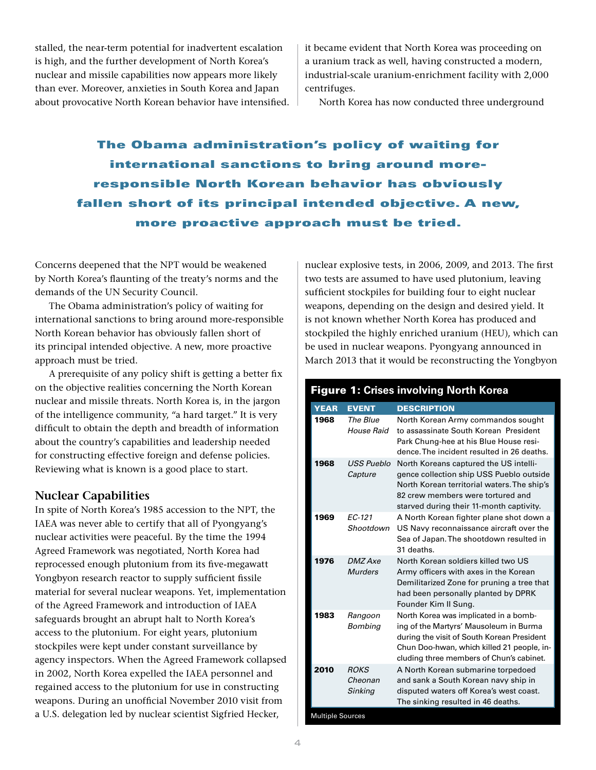stalled, the near-term potential for inadvertent escalation is high, and the further development of North Korea's nuclear and missile capabilities now appears more likely than ever. Moreover, anxieties in South Korea and Japan about provocative North Korean behavior have intensified. Concerns deepened that the NPT would be weakened by North Korea's flaunting of the treaty's norms and the demands of the UN Security Council.

**The Obama administration's policy of waiting for international sanctions to bring around more-responsible North Korean behavior has obviously fallen short of its principal intended objective. A new, more proactive approach must be tried.**

The Obama administration's policy of waiting for international sanctions to bring around more-responsible North Korean behavior has obviously fallen short of its principal intended objective. A new, more proactive approach must be tried.

A prerequisite of any policy shift is getting a better fix on the objective realities concerning the North Korean nuclear and missile threats. North Korea is, in the jargon of the intelligence community, "a hard target." It is very difficult to obtain the depth and breadth of information about the country's capabilities and leadership needed for constructing effective foreign and defense policies. Reviewing what is known is a good place to start.

## Nuclear Capabilities

In spite of North Korea's 1985 accession to the NPT, the IAEA was never able to certify that all of Pyongyang's nuclear activities were peaceful. By the time the 1994 Agreed Framework was negotiated, North Korea had reprocessed enough plutonium from its five-megawatt Yongbyon research reactor to supply sufficient fissile material for several nuclear weapons. Yet, implementation of the Agreed Framework and introduction of IAEA safeguards brought an abrupt halt to North Korea's access to the plutonium. For eight years, plutonium stockpiles were kept under constant surveillance by agency inspectors. When the Agreed Framework collapsed in 2002, North Korea expelled the IAEA personnel and regained access to the plutonium for use in constructing weapons. During an unofficial November 2010 visit from a U.S. delegation led by nuclear scientist Sigfried Hecker, it became evident that North Korea was proceeding on a uranium track as well, having constructed a modern, industrial-scale uranium-enrichment facility with 2,000 centrifuges.

North Korea has now conducted three underground nuclear explosive tests, in 2006, 2009, and 2013. The first two tests are assumed to have used plutonium, leaving sufficient stockpiles for building four to eight nuclear weapons, depending on the design and desired yield. It is not known whether North Korea has produced and stockpiled the highly enriched uranium (HEU), which can be used in nuclear weapons. Pyongyang announced in March 2013 that it would be reconstructing the Yongbyon

**Figure 1: Crises involving North Korea**

| YEAR | EVENT | DESCRIPTION |
|---|---|---|
| 1968 | *The Blue House Raid* | North Korean Army commandos sought to assassinate South Korean President Park Chung-hee at his Blue House residence. The incident resulted in 26 deaths. |
| 1968 | *USS Pueblo Capture* | North Koreans captured the US intelligence collection ship USS Pueblo outside North Korean territorial waters. The ship's 82 crew members were tortured and starved during their 11-month captivity. |
| 1969 | *EC-121 Shootdown* | A North Korean fighter plane shot down a US Navy reconnaissance aircraft over the Sea of Japan. The shootdown resulted in 31 deaths. |
| 1976 | *DMZ Axe Murders* | North Korean soldiers killed two US Army officers with axes in the Korean Demilitarized Zone for pruning a tree that had been personally planted by DPRK Founder Kim Il Sung. |
| 1983 | *Rangoon Bombing* | North Korea was implicated in a bombing of the Martyrs' Mausoleum in Burma during the visit of South Korean President Chun Doo-hwan, which killed 21 people, including three members of Chun's cabinet. |
| 2010 | *ROKS Cheonan Sinking* | A North Korean submarine torpedoed and sank a South Korean navy ship in disputed waters off Korea's west coast. The sinking resulted in 46 deaths. |

Multiple Sources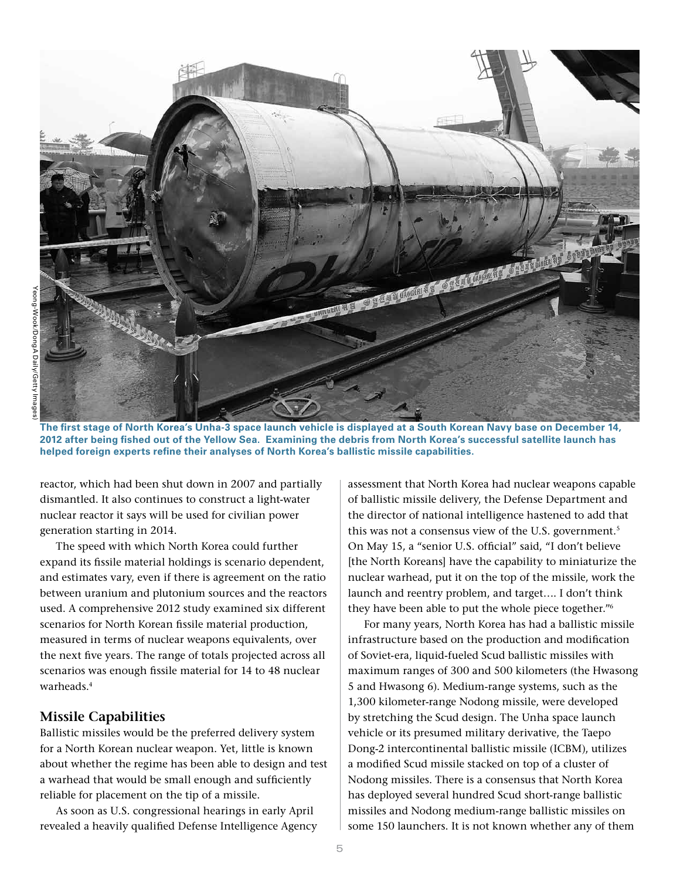The first stage of North Korea's Unha-3 space launch vehicle is displayed at a South Korean Navy base on December 14, 2012 after being fished out of the Yellow Sea. Examining the debris from North Korea's successful satellite launch has helped foreign experts refine their analyses of North Korea's ballistic missile capabilities.

Yeong-Wook/DongA Daily/Getty Images)

reactor, which had been shut down in 2007 and partially dismantled. It also continues to construct a light-water nuclear reactor it says will be used for civilian power generation starting in 2014.

The speed with which North Korea could further expand its fissile material holdings is scenario dependent, and estimates vary, even if there is agreement on the ratio between uranium and plutonium sources and the reactors used. A comprehensive 2012 study examined six different scenarios for North Korean fissile material production, measured in terms of nuclear weapons equivalents, over the next five years. The range of totals projected across all scenarios was enough fissile material for 14 to 48 nuclear warheads.[4]

## Missile Capabilities

Ballistic missiles would be the preferred delivery system for a North Korean nuclear weapon. Yet, little is known about whether the regime has been able to design and test a warhead that would be small enough and sufficiently reliable for placement on the tip of a missile.

As soon as U.S. congressional hearings in early April revealed a heavily qualified Defense Intelligence Agency assessment that North Korea had nuclear weapons capable of ballistic missile delivery, the Defense Department and the director of national intelligence hastened to add that this was not a consensus view of the U.S. government.[5] On May 15, a "senior U.S. official" said, "I don't believe [the North Koreans] have the capability to miniaturize the nuclear warhead, put it on the top of the missile, work the launch and reentry problem, and target.... I don't think they have been able to put the whole piece together."[6]

For many years, North Korea has had a ballistic missile infrastructure based on the production and modification of Soviet-era, liquid-fueled Scud ballistic missiles with maximum ranges of 300 and 500 kilometers (the Hwasong 5 and Hwasong 6). Medium-range systems, such as the 1,300 kilometer-range Nodong missile, were developed by stretching the Scud design. The Unha space launch vehicle or its presumed military derivative, the Taepo Dong-2 intercontinental ballistic missile (ICBM), utilizes a modified Scud missile stacked on top of a cluster of Nodong missiles. There is a consensus that North Korea has deployed several hundred Scud short-range ballistic missiles and Nodong medium-range ballistic missiles on some 150 launchers. It is not known whether any of them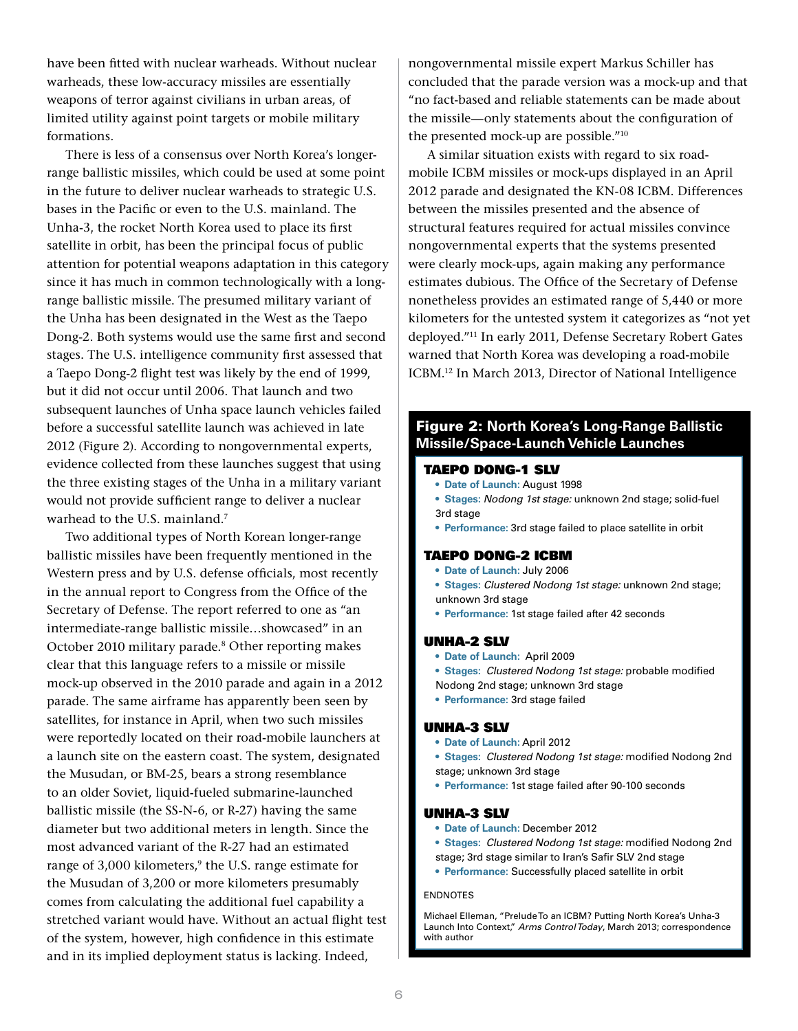have been fitted with nuclear warheads. Without nuclear warheads, these low-accuracy missiles are essentially weapons of terror against civilians in urban areas, of limited utility against point targets or mobile military formations.

There is less of a consensus over North Korea's longer-range ballistic missiles, which could be used at some point in the future to deliver nuclear warheads to strategic U.S. bases in the Pacific or even to the U.S. mainland. The Unha-3, the rocket North Korea used to place its first satellite in orbit, has been the principal focus of public attention for potential weapons adaptation in this category since it has much in common technologically with a long-range ballistic missile. The presumed military variant of the Unha has been designated in the West as the Taepo Dong-2. Both systems would use the same first and second stages. The U.S. intelligence community first assessed that a Taepo Dong-2 flight test was likely by the end of 1999, but it did not occur until 2006. That launch and two subsequent launches of Unha space launch vehicles failed before a successful satellite launch was achieved in late 2012 (Figure 2). According to nongovernmental experts, evidence collected from these launches suggest that using the three existing stages of the Unha in a military variant would not provide sufficient range to deliver a nuclear warhead to the U.S. mainland.[7]

Two additional types of North Korean longer-range ballistic missiles have been frequently mentioned in the Western press and by U.S. defense officials, most recently in the annual report to Congress from the Office of the Secretary of Defense. The report referred to one as "an intermediate-range ballistic missile…showcased" in an October 2010 military parade.[8] Other reporting makes clear that this language refers to a missile or missile mock-up observed in the 2010 parade and again in a 2012 parade. The same airframe has apparently been seen by satellites, for instance in April, when two such missiles were reportedly located on their road-mobile launchers at a launch site on the eastern coast. The system, designated the Musudan, or BM-25, bears a strong resemblance to an older Soviet, liquid-fueled submarine-launched ballistic missile (the SS-N-6, or R-27) having the same diameter but two additional meters in length. Since the most advanced variant of the R-27 had an estimated range of 3,000 kilometers,[9] the U.S. range estimate for the Musudan of 3,200 or more kilometers presumably comes from calculating the additional fuel capability a stretched variant would have. Without an actual flight test of the system, however, high confidence in this estimate and in its implied deployment status is lacking. Indeed, nongovernmental missile expert Markus Schiller has concluded that the parade version was a mock-up and that "no fact-based and reliable statements can be made about the missile—only statements about the configuration of the presented mock-up are possible."[10]

A similar situation exists with regard to six road-mobile ICBM missiles or mock-ups displayed in an April 2012 parade and designated the KN-08 ICBM. Differences between the missiles presented and the absence of structural features required for actual missiles convince nongovernmental experts that the systems presented were clearly mock-ups, again making any performance estimates dubious. The Office of the Secretary of Defense nonetheless provides an estimated range of 5,440 or more kilometers for the untested system it categorizes as "not yet deployed."[11] In early 2011, Defense Secretary Robert Gates warned that North Korea was developing a road-mobile ICBM.[12] In March 2013, Director of National Intelligence

## Figure 2: North Korea's Long-Range Ballistic Missile/Space-Launch Vehicle Launches

### TAEPO DONG-1 SLV
- **Date of Launch:** August 1998
- **Stages:** *Nodong 1st stage:* unknown 2nd stage; solid-fuel 3rd stage
- **Performance:** 3rd stage failed to place satellite in orbit

### TAEPO DONG-2 ICBM
- **Date of Launch:** July 2006
- **Stages:** *Clustered Nodong 1st stage:* unknown 2nd stage; unknown 3rd stage
- **Performance:** 1st stage failed after 42 seconds

### UNHA-2 SLV
- **Date of Launch:** April 2009
- **Stages:** *Clustered Nodong 1st stage:* probable modified Nodong 2nd stage; unknown 3rd stage
- **Performance:** 3rd stage failed

### UNHA-3 SLV
- **Date of Launch:** April 2012
- **Stages:** *Clustered Nodong 1st stage:* modified Nodong 2nd stage; unknown 3rd stage
- **Performance:** 1st stage failed after 90-100 seconds

### UNHA-3 SLV
- **Date of Launch:** December 2012
- **Stages:** *Clustered Nodong 1st stage:* modified Nodong 2nd stage; 3rd stage similar to Iran's Safir SLV 2nd stage
- **Performance:** Successfully placed satellite in orbit

ENDNOTES

Michael Elleman, "Prelude To an ICBM? Putting North Korea's Unha-3 Launch Into Context," *Arms Control Today*, March 2013; correspondence with author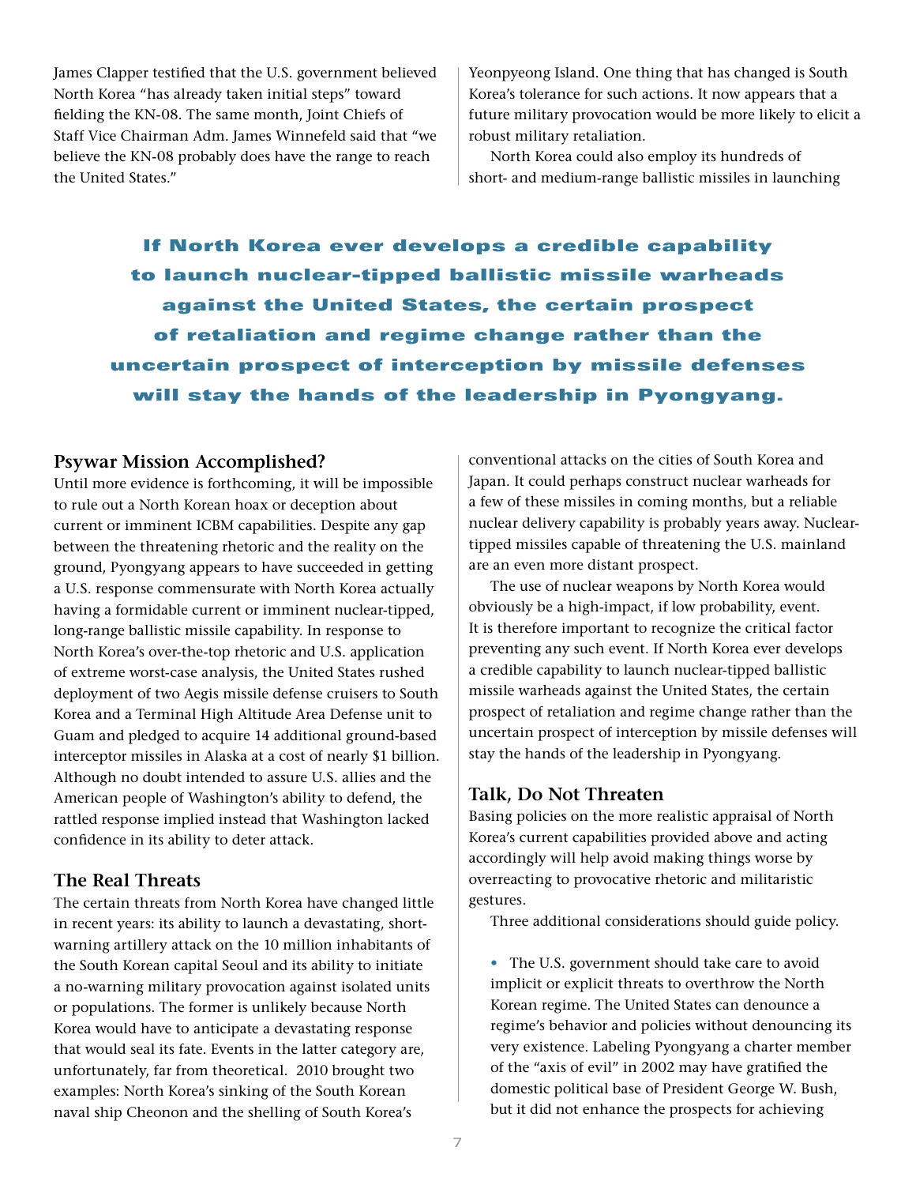James Clapper testified that the U.S. government believed North Korea "has already taken initial steps" toward fielding the KN-08. The same month, Joint Chiefs of Staff Vice Chairman Adm. James Winnefeld said that "we believe the KN-08 probably does have the range to reach the United States."

**If North Korea ever develops a credible capability to launch nuclear-tipped ballistic missile warheads against the United States, the certain prospect of retaliation and regime change rather than the uncertain prospect of interception by missile defenses will stay the hands of the leadership in Pyongyang.**

### Psywar Mission Accomplished?

Until more evidence is forthcoming, it will be impossible to rule out a North Korean hoax or deception about current or imminent ICBM capabilities. Despite any gap between the threatening rhetoric and the reality on the ground, Pyongyang appears to have succeeded in getting a U.S. response commensurate with North Korea actually having a formidable current or imminent nuclear-tipped, long-range ballistic missile capability. In response to North Korea's over-the-top rhetoric and U.S. application of extreme worst-case analysis, the United States rushed deployment of two Aegis missile defense cruisers to South Korea and a Terminal High Altitude Area Defense unit to Guam and pledged to acquire 14 additional ground-based interceptor missiles in Alaska at a cost of nearly $1 billion. Although no doubt intended to assure U.S. allies and the American people of Washington's ability to defend, the rattled response implied instead that Washington lacked confidence in its ability to deter attack.

### The Real Threats

The certain threats from North Korea have changed little in recent years: its ability to launch a devastating, short-warning artillery attack on the 10 million inhabitants of the South Korean capital Seoul and its ability to initiate a no-warning military provocation against isolated units or populations. The former is unlikely because North Korea would have to anticipate a devastating response that would seal its fate. Events in the latter category are, unfortunately, far from theoretical. 2010 brought two examples: North Korea's sinking of the South Korean naval ship Cheonon and the shelling of South Korea's Yeonpyeong Island. One thing that has changed is South Korea's tolerance for such actions. It now appears that a future military provocation would be more likely to elicit a robust military retaliation.

North Korea could also employ its hundreds of short- and medium-range ballistic missiles in launching conventional attacks on the cities of South Korea and Japan. It could perhaps construct nuclear warheads for a few of these missiles in coming months, but a reliable nuclear delivery capability is probably years away. Nuclear-tipped missiles capable of threatening the U.S. mainland are an even more distant prospect.

The use of nuclear weapons by North Korea would obviously be a high-impact, if low probability, event. It is therefore important to recognize the critical factor preventing any such event. If North Korea ever develops a credible capability to launch nuclear-tipped ballistic missile warheads against the United States, the certain prospect of retaliation and regime change rather than the uncertain prospect of interception by missile defenses will stay the hands of the leadership in Pyongyang.

### Talk, Do Not Threaten

Basing policies on the more realistic appraisal of North Korea's current capabilities provided above and acting accordingly will help avoid making things worse by overreacting to provocative rhetoric and militaristic gestures.

Three additional considerations should guide policy.

- The U.S. government should take care to avoid implicit or explicit threats to overthrow the North Korean regime. The United States can denounce a regime's behavior and policies without denouncing its very existence. Labeling Pyongyang a charter member of the "axis of evil" in 2002 may have gratified the domestic political base of President George W. Bush, but it did not enhance the prospects for achieving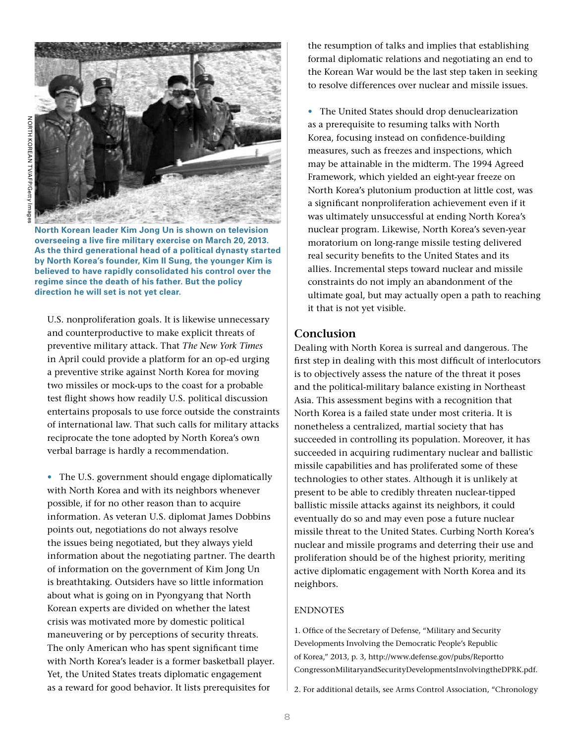North Korean leader Kim Jong Un is shown on television overseeing a live fire military exercise on March 20, 2013. As the third generational head of a political dynasty started by North Korea's founder, Kim Il Sung, the younger Kim is believed to have rapidly consolidated his control over the regime since the death of his father. But the policy direction he will set is not yet clear.

U.S. nonproliferation goals. It is likewise unnecessary and counterproductive to make explicit threats of preventive military attack. That *The New York Times* in April could provide a platform for an op-ed urging a preventive strike against North Korea for moving two missiles or mock-ups to the coast for a probable test flight shows how readily U.S. political discussion entertains proposals to use force outside the constraints of international law. That such calls for military attacks reciprocate the tone adopted by North Korea's own verbal barrage is hardly a recommendation.

- The U.S. government should engage diplomatically with North Korea and with its neighbors whenever possible, if for no other reason than to acquire information. As veteran U.S. diplomat James Dobbins points out, negotiations do not always resolve the issues being negotiated, but they always yield information about the negotiating partner. The dearth of information on the government of Kim Jong Un is breathtaking. Outsiders have so little information about what is going on in Pyongyang that North Korean experts are divided on whether the latest crisis was motivated more by domestic political maneuvering or by perceptions of security threats. The only American who has spent significant time with North Korea's leader is a former basketball player. Yet, the United States treats diplomatic engagement as a reward for good behavior. It lists prerequisites for the resumption of talks and implies that establishing formal diplomatic relations and negotiating an end to the Korean War would be the last step taken in seeking to resolve differences over nuclear and missile issues.

- The United States should drop denuclearization as a prerequisite to resuming talks with North Korea, focusing instead on confidence-building measures, such as freezes and inspections, which may be attainable in the midterm. The 1994 Agreed Framework, which yielded an eight-year freeze on North Korea's plutonium production at little cost, was a significant nonproliferation achievement even if it was ultimately unsuccessful at ending North Korea's nuclear program. Likewise, North Korea's seven-year moratorium on long-range missile testing delivered real security benefits to the United States and its allies. Incremental steps toward nuclear and missile constraints do not imply an abandonment of the ultimate goal, but may actually open a path to reaching it that is not yet visible.

## Conclusion

Dealing with North Korea is surreal and dangerous. The first step in dealing with this most difficult of interlocutors is to objectively assess the nature of the threat it poses and the political-military balance existing in Northeast Asia. This assessment begins with a recognition that North Korea is a failed state under most criteria. It is nonetheless a centralized, martial society that has succeeded in controlling its population. Moreover, it has succeeded in acquiring rudimentary nuclear and ballistic missile capabilities and has proliferated some of these technologies to other states. Although it is unlikely at present to be able to credibly threaten nuclear-tipped ballistic missile attacks against its neighbors, it could eventually do so and may even pose a future nuclear missile threat to the United States. Curbing North Korea's nuclear and missile programs and deterring their use and proliferation should be of the highest priority, meriting active diplomatic engagement with North Korea and its neighbors.

### ENDNOTES

1. Office of the Secretary of Defense, "Military and Security Developments Involving the Democratic People's Republic of Korea," 2013, p. 3, http://www.defense.gov/pubs/ReporttoCongressonMilitaryandSecurityDevelopmentsInvolvingtheDPRK.pdf.

2. For additional details, see Arms Control Association, "Chronology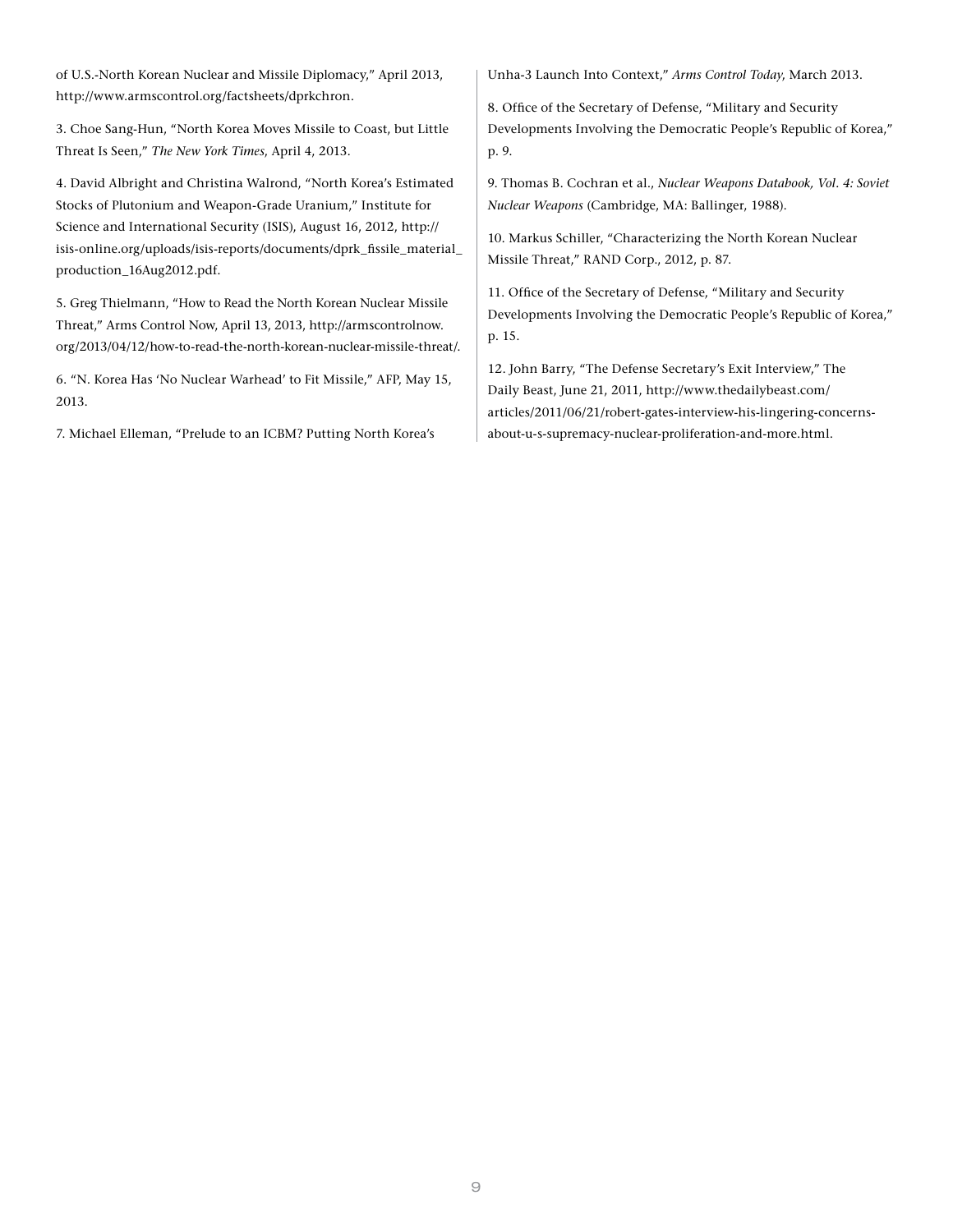of U.S.-North Korean Nuclear and Missile Diplomacy," April 2013, http://www.armscontrol.org/factsheets/dprkchron.

3. Choe Sang-Hun, "North Korea Moves Missile to Coast, but Little Threat Is Seen," *The New York Times*, April 4, 2013.

4. David Albright and Christina Walrond, "North Korea's Estimated Stocks of Plutonium and Weapon-Grade Uranium," Institute for Science and International Security (ISIS), August 16, 2012, http://isis-online.org/uploads/isis-reports/documents/dprk_fissile_material_production_16Aug2012.pdf.

5. Greg Thielmann, "How to Read the North Korean Nuclear Missile Threat," Arms Control Now, April 13, 2013, http://armscontrolnow.org/2013/04/12/how-to-read-the-north-korean-nuclear-missile-threat/.

6. "N. Korea Has 'No Nuclear Warhead' to Fit Missile," AFP, May 15, 2013.

7. Michael Elleman, "Prelude to an ICBM? Putting North Korea's Unha-3 Launch Into Context," *Arms Control Today*, March 2013.

8. Office of the Secretary of Defense, "Military and Security Developments Involving the Democratic People's Republic of Korea," p. 9.

9. Thomas B. Cochran et al., *Nuclear Weapons Databook, Vol. 4: Soviet Nuclear Weapons* (Cambridge, MA: Ballinger, 1988).

10. Markus Schiller, "Characterizing the North Korean Nuclear Missile Threat," RAND Corp., 2012, p. 87.

11. Office of the Secretary of Defense, "Military and Security Developments Involving the Democratic People's Republic of Korea," p. 15.

12. John Barry, "The Defense Secretary's Exit Interview," The Daily Beast, June 21, 2011, http://www.thedailybeast.com/articles/2011/06/21/robert-gates-interview-his-lingering-concerns-about-u-s-supremacy-nuclear-proliferation-and-more.html.